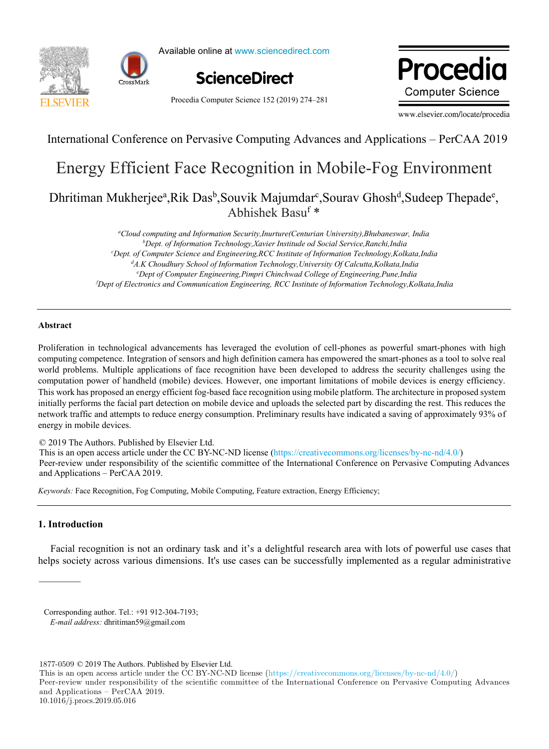International Conference on Pervasive Computing Advances and Applications – PerCAA 2019

# Energy Efficient Face Recognition in Mobile-Fog Environment

Dhritiman Mukherjee[a], Rik Das[b], Souvik Majumdar[c], Sourav Ghosh[d], Sudeep Thepade[e], Abhishek Basu[f] *

[a]*Cloud computing and Information Security,Inurture(Centurian University),Bhubaneswar, India*
[b]*Dept. of Information Technology,Xavier Institude od Social Service,Ranchi,India*
[c]*Dept. of Computer Science and Engineering,RCC Institute of Information Technology,Kolkata,India*
[d]*A.K Choudhury School of Information Technology,University Of Calcutta,Kolkata,India*
[e]*Dept of Computer Engineering,Pimpri Chinchwad College of Engineering,Pune,India*
[f]*Dept of Electronics and Communication Engineering, RCC Institute of Information Technology,Kolkata,India*

---

## Abstract

Proliferation in technological advancements has leveraged the evolution of cell-phones as powerful smart-phones with high computing competence. Integration of sensors and high definition camera has empowered the smart-phones as a tool to solve real world problems. Multiple applications of face recognition have been developed to address the security challenges using the computation power of handheld (mobile) devices. However, one important limitations of mobile devices is energy efficiency. This work has proposed an energy efficient fog-based face recognition using mobile platform. The architecture in proposed system initially performs the facial part detection on mobile device and uploads the selected part by discarding the rest. This reduces the network traffic and attempts to reduce energy consumption. Preliminary results have indicated a saving of approximately 93% of energy in mobile devices.

© 2019 The Authors. Published by Elsevier Ltd.
This is an open access article under the CC BY-NC-ND license (https://creativecommons.org/licenses/by-nc-nd/4.0/)
Peer-review under responsibility of the scientific committee of the International Conference on Pervasive Computing Advances and Applications – PerCAA 2019.

*Keywords:* Face Recognition, Fog Computing, Mobile Computing, Feature extraction, Energy Efficiency;

---

## 1. Introduction

Facial recognition is not an ordinary task and it's a delightful research area with lots of powerful use cases that helps society across various dimensions. It's use cases can be successfully implemented as a regular administrative

---

Corresponding author. Tel.: +91 912-304-7193;
*E-mail address:* dhritiman59@gmail.com

1877-0509 © 2019 The Authors. Published by Elsevier Ltd.
This is an open access article under the CC BY-NC-ND license (https://creativecommons.org/licenses/by-nc-nd/4.0/)
Peer-review under responsibility of the scientific committee of the International Conference on Pervasive Computing Advances and Applications – PerCAA 2019.
10.1016/j.procs.2019.05.016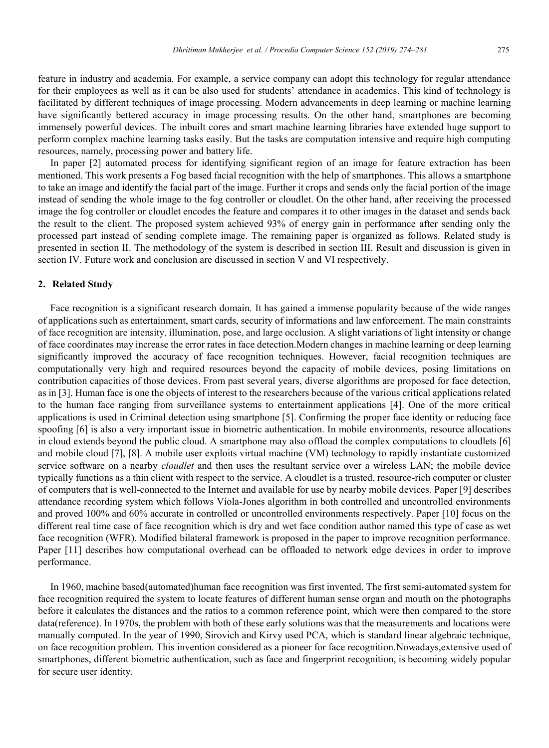feature in industry and academia. For example, a service company can adopt this technology for regular attendance for their employees as well as it can be also used for students' attendance in academics. This kind of technology is facilitated by different techniques of image processing. Modern advancements in deep learning or machine learning have significantly bettered accuracy in image processing results. On the other hand, smartphones are becoming immensely powerful devices. The inbuilt cores and smart machine learning libraries have extended huge support to perform complex machine learning tasks easily. But the tasks are computation intensive and require high computing resources, namely, processing power and battery life.

In paper [2] automated process for identifying significant region of an image for feature extraction has been mentioned. This work presents a Fog based facial recognition with the help of smartphones. This allows a smartphone to take an image and identify the facial part of the image. Further it crops and sends only the facial portion of the image instead of sending the whole image to the fog controller or cloudlet. On the other hand, after receiving the processed image the fog controller or cloudlet encodes the feature and compares it to other images in the dataset and sends back the result to the client. The proposed system achieved 93% of energy gain in performance after sending only the processed part instead of sending complete image. The remaining paper is organized as follows. Related study is presented in section II. The methodology of the system is described in section III. Result and discussion is given in section IV. Future work and conclusion are discussed in section V and VI respectively.

## 2. Related Study

Face recognition is a significant research domain. It has gained a immense popularity because of the wide ranges of applications such as entertainment, smart cards, security of informations and law enforcement. The main constraints of face recognition are intensity, illumination, pose, and large occlusion. A slight variations of light intensity or change of face coordinates may increase the error rates in face detection.Modern changes in machine learning or deep learning significantly improved the accuracy of face recognition techniques. However, facial recognition techniques are computationally very high and required resources beyond the capacity of mobile devices, posing limitations on contribution capacities of those devices. From past several years, diverse algorithms are proposed for face detection, as in [3]. Human face is one the objects of interest to the researchers because of the various critical applications related to the human face ranging from surveillance systems to entertainment applications [4]. One of the more critical applications is used in Criminal detection using smartphone [5]. Confirming the proper face identity or reducing face spoofing [6] is also a very important issue in biometric authentication. In mobile environments, resource allocations in cloud extends beyond the public cloud. A smartphone may also offload the complex computations to cloudlets [6] and mobile cloud [7], [8]. A mobile user exploits virtual machine (VM) technology to rapidly instantiate customized service software on a nearby *cloudlet* and then uses the resultant service over a wireless LAN; the mobile device typically functions as a thin client with respect to the service. A cloudlet is a trusted, resource-rich computer or cluster of computers that is well-connected to the Internet and available for use by nearby mobile devices. Paper [9] describes attendance recording system which follows Viola-Jones algorithm in both controlled and uncontrolled environments and proved 100% and 60% accurate in controlled or uncontrolled environments respectively. Paper [10] focus on the different real time case of face recognition which is dry and wet face condition author named this type of case as wet face recognition (WFR). Modified bilateral framework is proposed in the paper to improve recognition performance. Paper [11] describes how computational overhead can be offloaded to network edge devices in order to improve performance.

In 1960, machine based(automated)human face recognition was first invented. The first semi-automated system for face recognition required the system to locate features of different human sense organ and mouth on the photographs before it calculates the distances and the ratios to a common reference point, which were then compared to the store data(reference). In 1970s, the problem with both of these early solutions was that the measurements and locations were manually computed. In the year of 1990, Sirovich and Kirvy used PCA, which is standard linear algebraic technique, on face recognition problem. This invention considered as a pioneer for face recognition.Nowadays,extensive used of smartphones, different biometric authentication, such as face and fingerprint recognition, is becoming widely popular for secure user identity.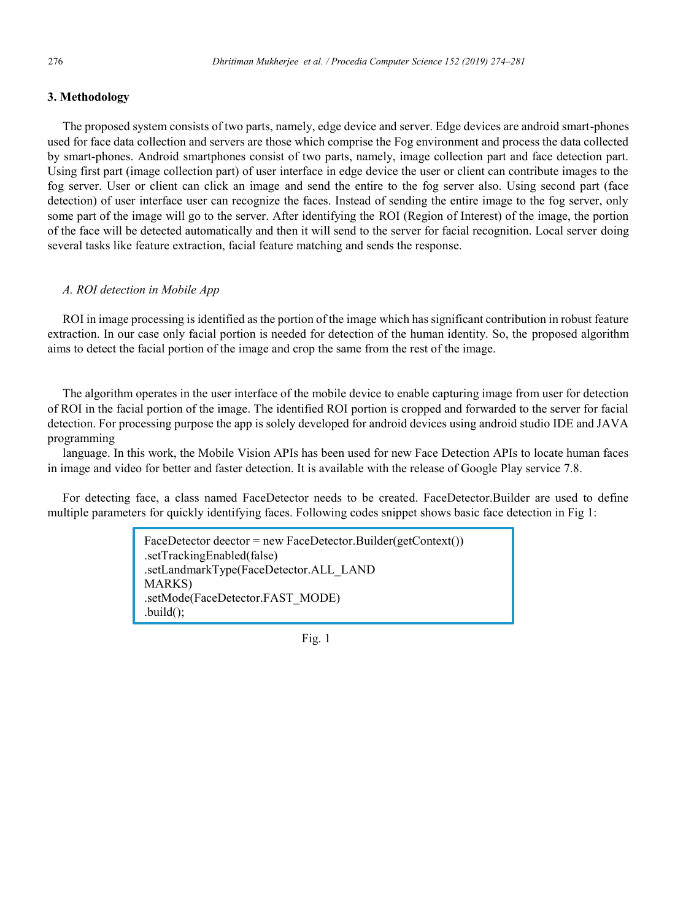## 3. Methodology

The proposed system consists of two parts, namely, edge device and server. Edge devices are android smart-phones used for face data collection and servers are those which comprise the Fog environment and process the data collected by smart-phones. Android smartphones consist of two parts, namely, image collection part and face detection part. Using first part (image collection part) of user interface in edge device the user or client can contribute images to the fog server. User or client can click an image and send the entire to the fog server also. Using second part (face detection) of user interface user can recognize the faces. Instead of sending the entire image to the fog server, only some part of the image will go to the server. After identifying the ROI (Region of Interest) of the image, the portion of the face will be detected automatically and then it will send to the server for facial recognition. Local server doing several tasks like feature extraction, facial feature matching and sends the response.

### *A. ROI detection in Mobile App*

ROI in image processing is identified as the portion of the image which has significant contribution in robust feature extraction. In our case only facial portion is needed for detection of the human identity. So, the proposed algorithm aims to detect the facial portion of the image and crop the same from the rest of the image.

The algorithm operates in the user interface of the mobile device to enable capturing image from user for detection of ROI in the facial portion of the image. The identified ROI portion is cropped and forwarded to the server for facial detection. For processing purpose the app is solely developed for android devices using android studio IDE and JAVA programming

language. In this work, the Mobile Vision APIs has been used for new Face Detection APIs to locate human faces in image and video for better and faster detection. It is available with the release of Google Play service 7.8.

For detecting face, a class named FaceDetector needs to be created. FaceDetector.Builder are used to define multiple parameters for quickly identifying faces. Following codes snippet shows basic face detection in Fig 1:

```
FaceDetector deector = new FaceDetector.Builder(getContext())
.setTrackingEnabled(false)
.setLandmarkType(FaceDetector.ALL_LAND
MARKS)
.setMode(FaceDetector.FAST_MODE)
.build();
```

Fig. 1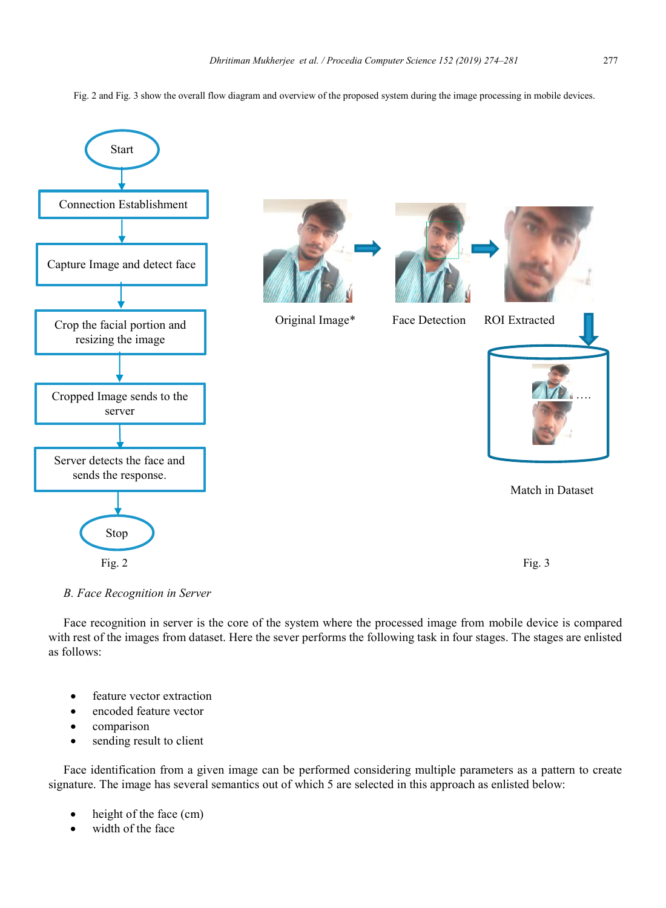Fig. 2 and Fig. 3 show the overall flow diagram and overview of the proposed system during the image processing in mobile devices.

Start → Connection Establishment → Capture Image and detect face → Crop the facial portion and resizing the image → Cropped Image sends to the server → Server detects the face and sends the response. → Stop

Fig. 2

Original Image* → Face Detection → ROI Extracted → Match in Dataset

Fig. 3

### *B. Face Recognition in Server*

Face recognition in server is the core of the system where the processed image from mobile device is compared with rest of the images from dataset. Here the sever performs the following task in four stages. The stages are enlisted as follows:

- feature vector extraction
- encoded feature vector
- comparison
- sending result to client

Face identification from a given image can be performed considering multiple parameters as a pattern to create signature. The image has several semantics out of which 5 are selected in this approach as enlisted below:

- height of the face (cm)
- width of the face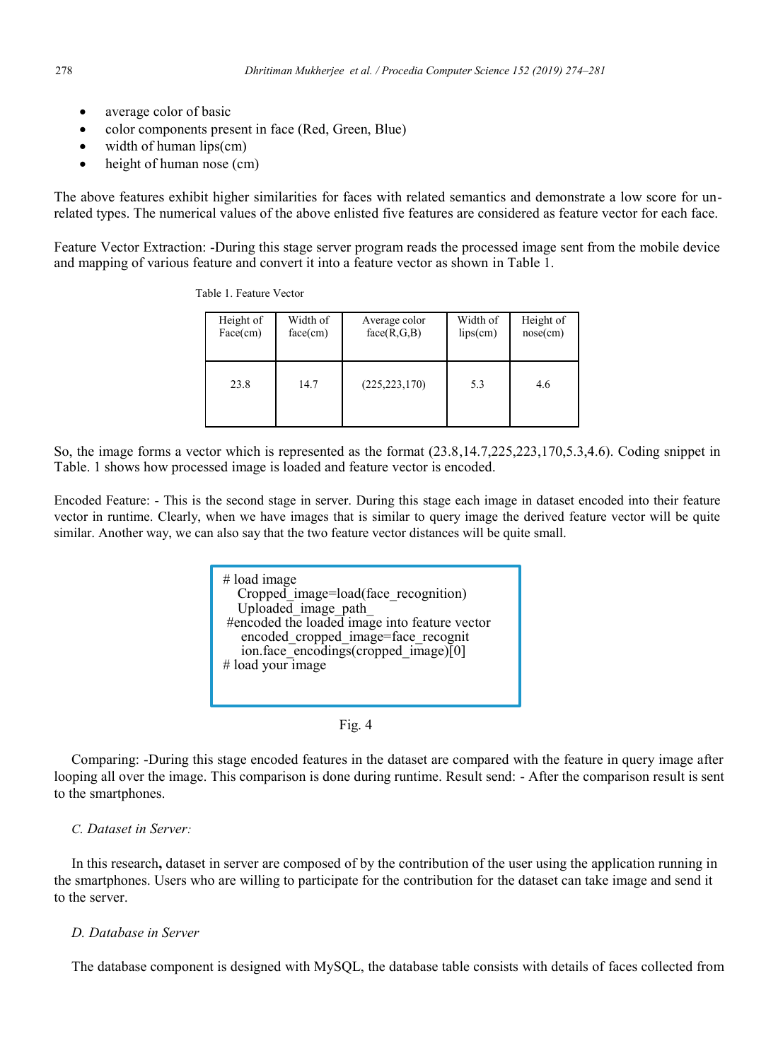- average color of basic
- color components present in face (Red, Green, Blue)
- width of human lips(cm)
- height of human nose (cm)

The above features exhibit higher similarities for faces with related semantics and demonstrate a low score for un-related types. The numerical values of the above enlisted five features are considered as feature vector for each face.

Feature Vector Extraction: -During this stage server program reads the processed image sent from the mobile device and mapping of various feature and convert it into a feature vector as shown in Table 1.

Table 1. Feature Vector

| Height of Face(cm) | Width of face(cm) | Average color face(R,G,B) | Width of lips(cm) | Height of nose(cm) |
|---|---|---|---|---|
| 23.8 | 14.7 | (225,223,170) | 5.3 | 4.6 |

So, the image forms a vector which is represented as the format (23.8,14.7,225,223,170,5.3,4.6). Coding snippet in Table. 1 shows how processed image is loaded and feature vector is encoded.

Encoded Feature: - This is the second stage in server. During this stage each image in dataset encoded into their feature vector in runtime. Clearly, when we have images that is similar to query image the derived feature vector will be quite similar. Another way, we can also say that the two feature vector distances will be quite small.

```
# load image
   Cropped_image=load(face_recognition)
   Uploaded_image_path_
 #encoded the loaded image into feature vector
    encoded_cropped_image=face_recognit
    ion.face_encodings(cropped_image)[0]
# load your image
```

Fig. 4

Comparing: -During this stage encoded features in the dataset are compared with the feature in query image after looping all over the image. This comparison is done during runtime. Result send: - After the comparison result is sent to the smartphones.

*C. Dataset in Server:*

In this research**,** dataset in server are composed of by the contribution of the user using the application running in the smartphones. Users who are willing to participate for the contribution for the dataset can take image and send it to the server.

*D. Database in Server*

The database component is designed with MySQL, the database table consists with details of faces collected from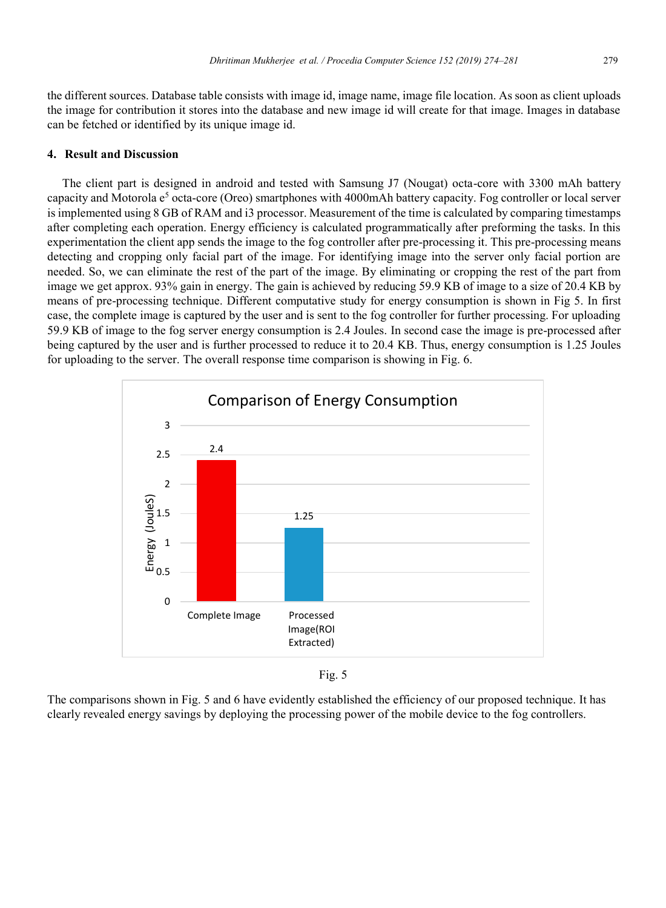the different sources. Database table consists with image id, image name, image file location. As soon as client uploads the image for contribution it stores into the database and new image id will create for that image. Images in database can be fetched or identified by its unique image id.

## 4. Result and Discussion

The client part is designed in android and tested with Samsung J7 (Nougat) octa-core with 3300 mAh battery capacity and Motorola $e^5$ octa-core (Oreo) smartphones with 4000mAh battery capacity. Fog controller or local server is implemented using 8 GB of RAM and i3 processor. Measurement of the time is calculated by comparing timestamps after completing each operation. Energy efficiency is calculated programmatically after preforming the tasks. In this experimentation the client app sends the image to the fog controller after pre-processing it. This pre-processing means detecting and cropping only facial part of the image. For identifying image into the server only facial portion are needed. So, we can eliminate the rest of the part of the image. By eliminating or cropping the rest of the part from image we get approx. 93% gain in energy. The gain is achieved by reducing 59.9 KB of image to a size of 20.4 KB by means of pre-processing technique. Different computative study for energy consumption is shown in Fig 5. In first case, the complete image is captured by the user and is sent to the fog controller for further processing. For uploading 59.9 KB of image to the fog server energy consumption is 2.4 Joules. In second case the image is pre-processed after being captured by the user and is further processed to reduce it to 20.4 KB. Thus, energy consumption is 1.25 Joules for uploading to the server. The overall response time comparison is showing in Fig. 6.

Fig. 5

The comparisons shown in Fig. 5 and 6 have evidently established the efficiency of our proposed technique. It has clearly revealed energy savings by deploying the processing power of the mobile device to the fog controllers.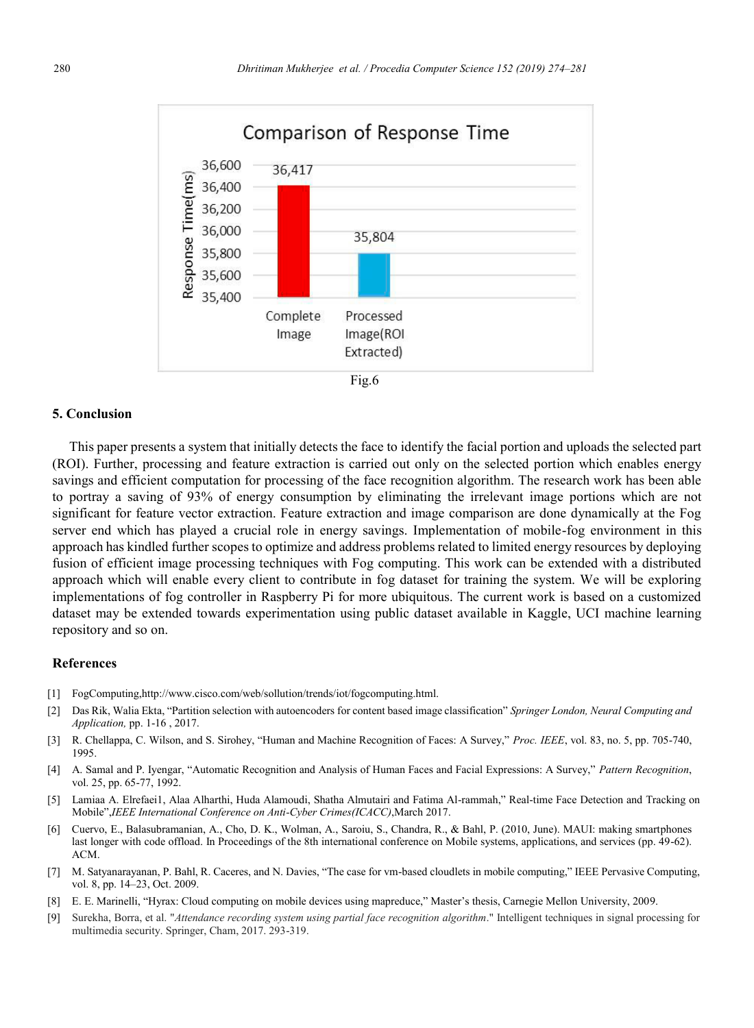Comparison of Response Time

| | Complete Image | Processed Image(ROI Extracted) |
|---|---|---|
| Response Time(ms) | 36,417 | 35,804 |

Fig.6

## 5. Conclusion

This paper presents a system that initially detects the face to identify the facial portion and uploads the selected part (ROI). Further, processing and feature extraction is carried out only on the selected portion which enables energy savings and efficient computation for processing of the face recognition algorithm. The research work has been able to portray a saving of 93% of energy consumption by eliminating the irrelevant image portions which are not significant for feature vector extraction. Feature extraction and image comparison are done dynamically at the Fog server end which has played a crucial role in energy savings. Implementation of mobile-fog environment in this approach has kindled further scopes to optimize and address problems related to limited energy resources by deploying fusion of efficient image processing techniques with Fog computing. This work can be extended with a distributed approach which will enable every client to contribute in fog dataset for training the system. We will be exploring implementations of fog controller in Raspberry Pi for more ubiquitous. The current work is based on a customized dataset may be extended towards experimentation using public dataset available in Kaggle, UCI machine learning repository and so on.

## References

[1] FogComputing,http://www.cisco.com/web/sollution/trends/iot/fogcomputing.html.

[2] Das Rik, Walia Ekta, "Partition selection with autoencoders for content based image classification" *Springer London, Neural Computing and Application,* pp. 1-16 , 2017.

[3] R. Chellappa, C. Wilson, and S. Sirohey, "Human and Machine Recognition of Faces: A Survey," *Proc. IEEE*, vol. 83, no. 5, pp. 705-740, 1995.

[4] A. Samal and P. Iyengar, "Automatic Recognition and Analysis of Human Faces and Facial Expressions: A Survey," *Pattern Recognition*, vol. 25, pp. 65-77, 1992.

[5] Lamiaa A. Elrefaei1, Alaa Alharthi, Huda Alamoudi, Shatha Almutairi and Fatima Al-rammah," Real-time Face Detection and Tracking on Mobile",*IEEE International Conference on Anti-Cyber Crimes(ICACC)*,March 2017.

[6] Cuervo, E., Balasubramanian, A., Cho, D. K., Wolman, A., Saroiu, S., Chandra, R., & Bahl, P. (2010, June). MAUI: making smartphones last longer with code offload. In Proceedings of the 8th international conference on Mobile systems, applications, and services (pp. 49-62). ACM.

[7] M. Satyanarayanan, P. Bahl, R. Caceres, and N. Davies, "The case for vm-based cloudlets in mobile computing," IEEE Pervasive Computing, vol. 8, pp. 14–23, Oct. 2009.

[8] E. E. Marinelli, "Hyrax: Cloud computing on mobile devices using mapreduce," Master's thesis, Carnegie Mellon University, 2009.

[9] Surekha, Borra, et al. "*Attendance recording system using partial face recognition algorithm*." Intelligent techniques in signal processing for multimedia security. Springer, Cham, 2017. 293-319.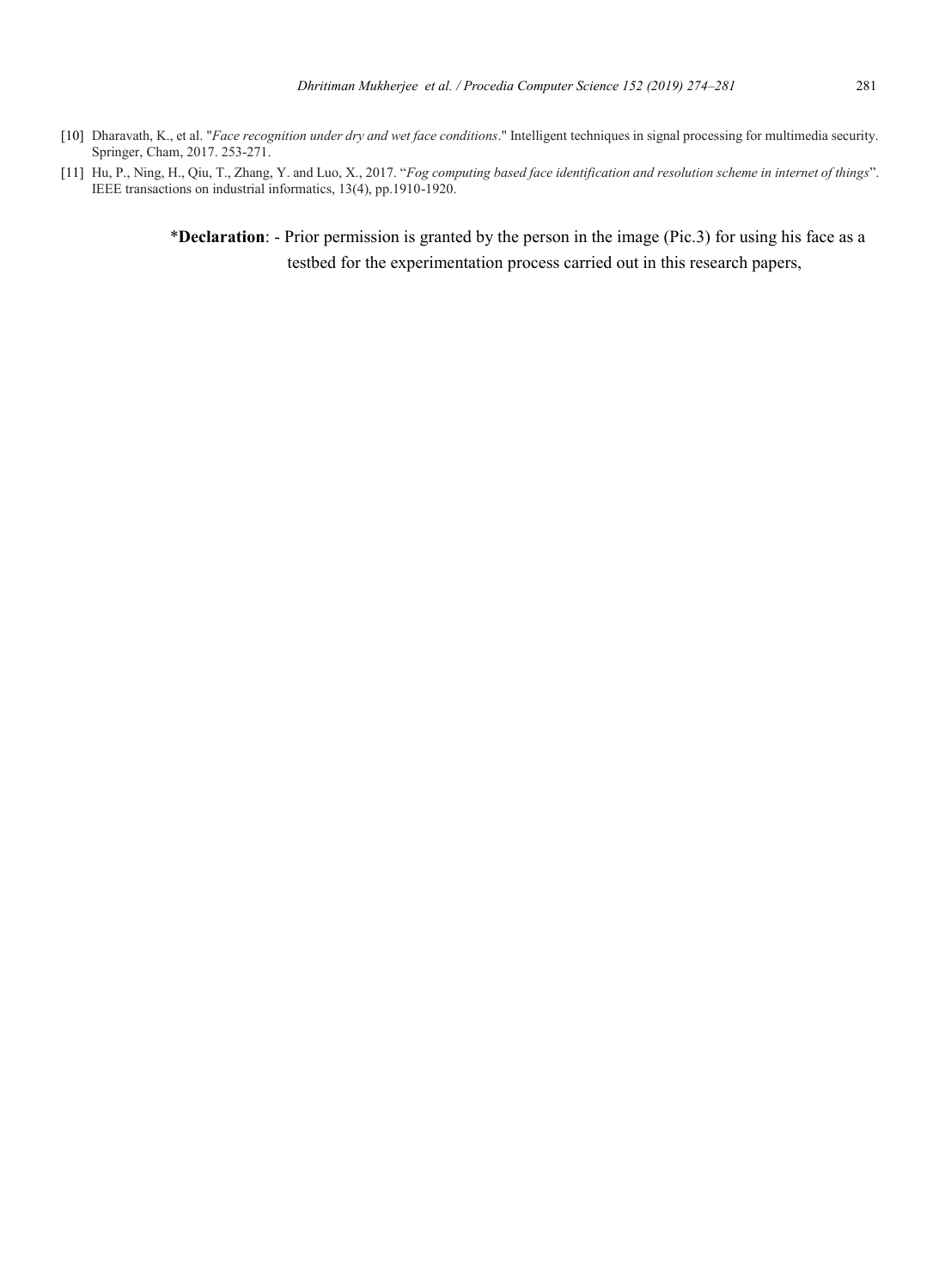[10] Dharavath, K., et al. "*Face recognition under dry and wet face conditions*." Intelligent techniques in signal processing for multimedia security. Springer, Cham, 2017. 253-271.

[11] Hu, P., Ning, H., Qiu, T., Zhang, Y. and Luo, X., 2017. "*Fog computing based face identification and resolution scheme in internet of things*". IEEE transactions on industrial informatics, 13(4), pp.1910-1920.

*​**Declaration**: - Prior permission is granted by the person in the image (Pic.3) for using his face as a testbed for the experimentation process carried out in this research papers,